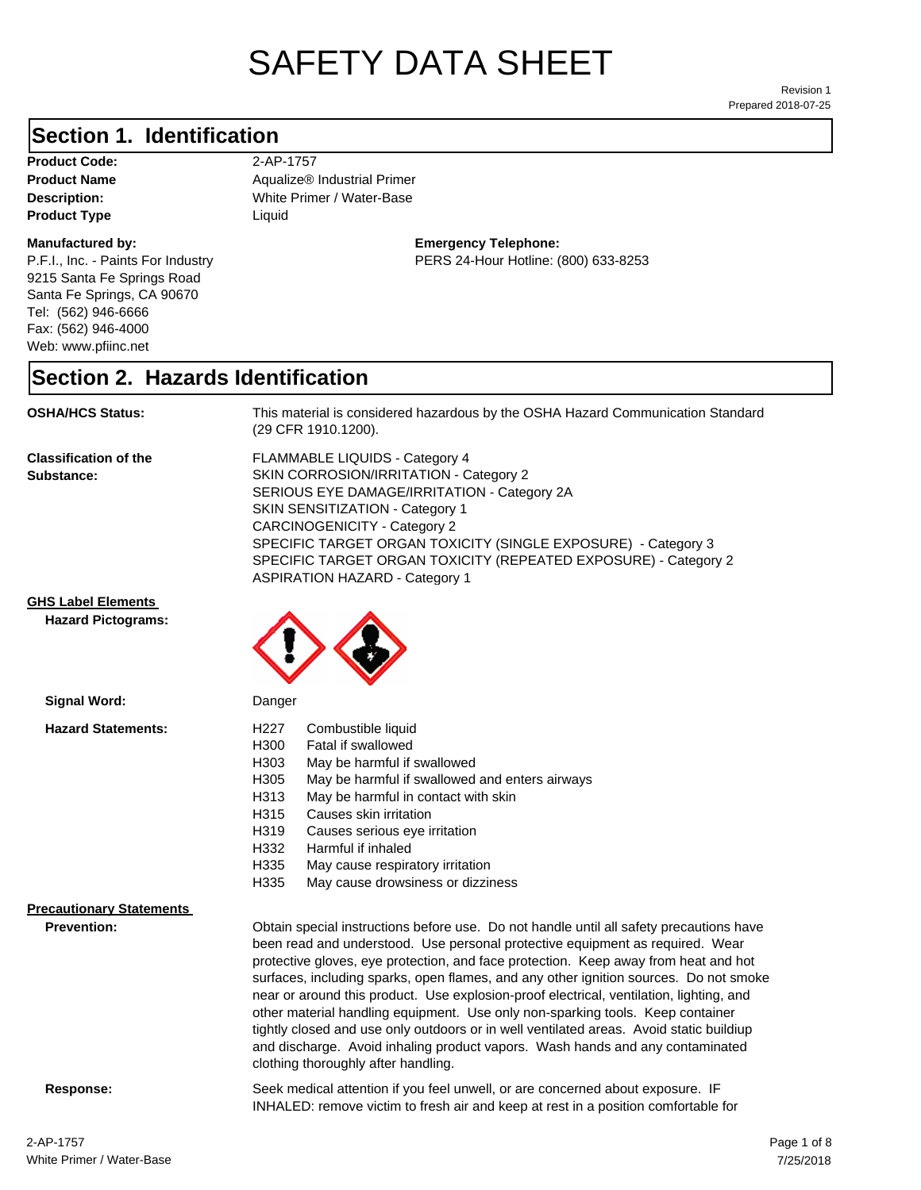# SAFETY DATA SHEET

Revision 1
Prepared 2018-07-25

## Section 1. Identification

**Product Code:** 2-AP-1757
**Product Name** Aqualize® Industrial Primer
**Description:** White Primer / Water-Base
**Product Type** Liquid

**Manufactured by:**
P.F.I., Inc. - Paints For Industry
9215 Santa Fe Springs Road
Santa Fe Springs, CA 90670
Tel: (562) 946-6666
Fax: (562) 946-4000
Web: www.pfiinc.net

**Emergency Telephone:**
PERS 24-Hour Hotline: (800) 633-8253

## Section 2. Hazards Identification

**OSHA/HCS Status:** This material is considered hazardous by the OSHA Hazard Communication Standard (29 CFR 1910.1200).

**Classification of the Substance:**
FLAMMABLE LIQUIDS - Category 4
SKIN CORROSION/IRRITATION - Category 2
SERIOUS EYE DAMAGE/IRRITATION - Category 2A
SKIN SENSITIZATION - Category 1
CARCINOGENICITY - Category 2
SPECIFIC TARGET ORGAN TOXICITY (SINGLE EXPOSURE) - Category 3
SPECIFIC TARGET ORGAN TOXICITY (REPEATED EXPOSURE) - Category 2
ASPIRATION HAZARD - Category 1

**GHS Label Elements**

**Hazard Pictograms:**

**Signal Word:** Danger

**Hazard Statements:**

H227 Combustible liquid
H300 Fatal if swallowed
H303 May be harmful if swallowed
H305 May be harmful if swallowed and enters airways
H313 May be harmful in contact with skin
H315 Causes skin irritation
H319 Causes serious eye irritation
H332 Harmful if inhaled
H335 May cause respiratory irritation
H335 May cause drowsiness or dizziness

**Precautionary Statements**

**Prevention:** Obtain special instructions before use. Do not handle until all safety precautions have been read and understood. Use personal protective equipment as required. Wear protective gloves, eye protection, and face protection. Keep away from heat and hot surfaces, including sparks, open flames, and any other ignition sources. Do not smoke near or around this product. Use explosion-proof electrical, ventilation, lighting, and other material handling equipment. Use only non-sparking tools. Keep container tightly closed and use only outdoors or in well ventilated areas. Avoid static buildiup and discharge. Avoid inhaling product vapors. Wash hands and any contaminated clothing thoroughly after handling.

**Response:** Seek medical attention if you feel unwell, or are concerned about exposure. IF INHALED: remove victim to fresh air and keep at rest in a position comfortable for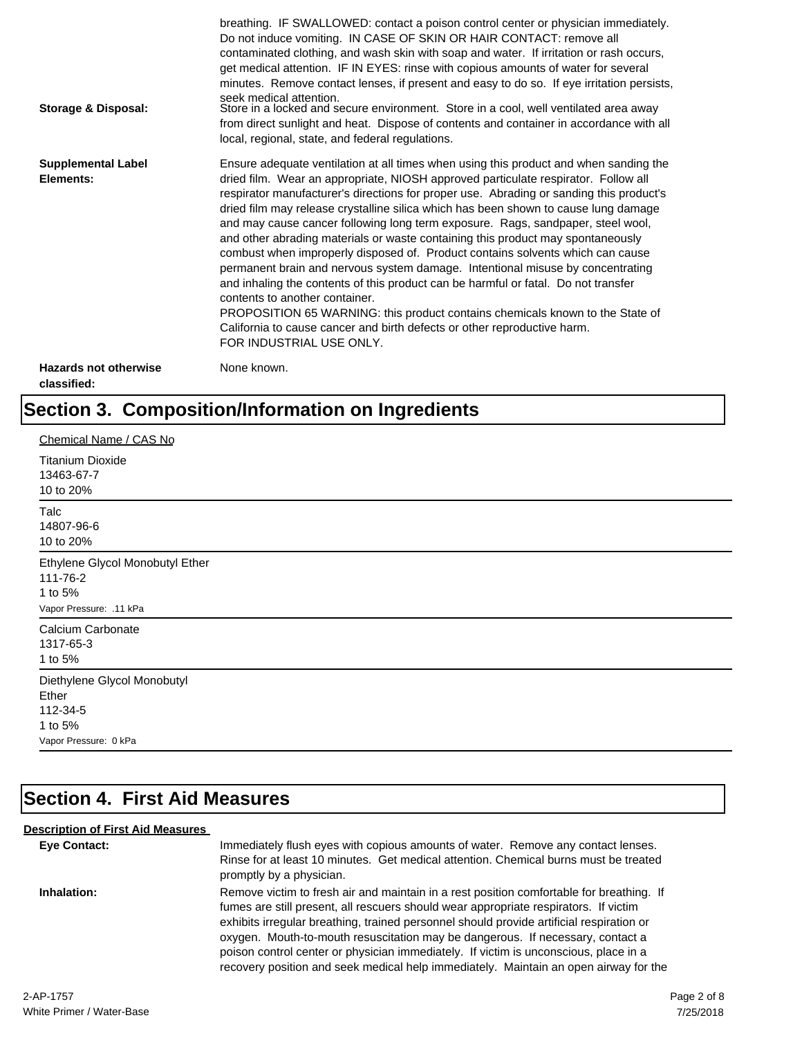breathing. IF SWALLOWED: contact a poison control center or physician immediately. Do not induce vomiting. IN CASE OF SKIN OR HAIR CONTACT: remove all contaminated clothing, and wash skin with soap and water. If irritation or rash occurs, get medical attention. IF IN EYES: rinse with copious amounts of water for several minutes. Remove contact lenses, if present and easy to do so. If eye irritation persists, seek medical attention.

**Storage & Disposal:** Store in a locked and secure environment. Store in a cool, well ventilated area away from direct sunlight and heat. Dispose of contents and container in accordance with all local, regional, state, and federal regulations.

**Supplemental Label Elements:** Ensure adequate ventilation at all times when using this product and when sanding the dried film. Wear an appropriate, NIOSH approved particulate respirator. Follow all respirator manufacturer's directions for proper use. Abrading or sanding this product's dried film may release crystalline silica which has been shown to cause lung damage and may cause cancer following long term exposure. Rags, sandpaper, steel wool, and other abrading materials or waste containing this product may spontaneously combust when improperly disposed of. Product contains solvents which can cause permanent brain and nervous system damage. Intentional misuse by concentrating and inhaling the contents of this product can be harmful or fatal. Do not transfer contents to another container.
PROPOSITION 65 WARNING: this product contains chemicals known to the State of California to cause cancer and birth defects or other reproductive harm.
FOR INDUSTRIAL USE ONLY.

**Hazards not otherwise classified:** None known.

# Section 3. Composition/Information on Ingredients

Chemical Name / CAS No

Titanium Dioxide
13463-67-7
10 to 20%

---

Talc
14807-96-6
10 to 20%

---

Ethylene Glycol Monobutyl Ether
111-76-2
1 to 5%
Vapor Pressure: .11 kPa

---

Calcium Carbonate
1317-65-3
1 to 5%

---

Diethylene Glycol Monobutyl Ether
112-34-5
1 to 5%
Vapor Pressure: 0 kPa

---

# Section 4. First Aid Measures

**Description of First Aid Measures**

**Eye Contact:** Immediately flush eyes with copious amounts of water. Remove any contact lenses. Rinse for at least 10 minutes. Get medical attention. Chemical burns must be treated promptly by a physician.

**Inhalation:** Remove victim to fresh air and maintain in a rest position comfortable for breathing. If fumes are still present, all rescuers should wear appropriate respirators. If victim exhibits irregular breathing, trained personnel should provide artificial respiration or oxygen. Mouth-to-mouth resuscitation may be dangerous. If necessary, contact a poison control center or physician immediately. If victim is unconscious, place in a recovery position and seek medical help immediately. Maintain an open airway for the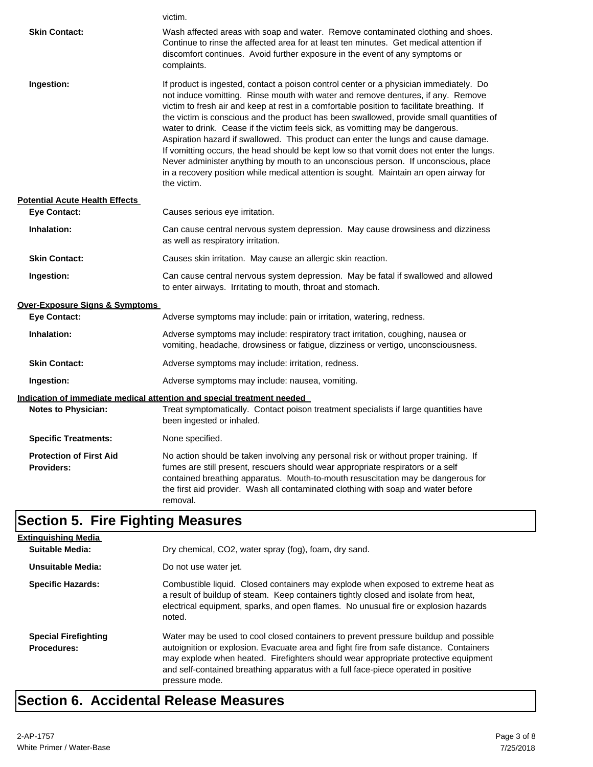victim.

| | |
|---|---|
| **Skin Contact:** | Wash affected areas with soap and water. Remove contaminated clothing and shoes. Continue to rinse the affected area for at least ten minutes. Get medical attention if discomfort continues. Avoid further exposure in the event of any symptoms or complaints. |
| **Ingestion:** | If product is ingested, contact a poison control center or a physician immediately. Do not induce vomitting. Rinse mouth with water and remove dentures, if any. Remove victim to fresh air and keep at rest in a comfortable position to facilitate breathing. If the victim is conscious and the product has been swallowed, provide small quantities of water to drink. Cease if the victim feels sick, as vomitting may be dangerous. Aspiration hazard if swallowed. This product can enter the lungs and cause damage. If vomitting occurs, the head should be kept low so that vomit does not enter the lungs. Never administer anything by mouth to an unconscious person. If unconscious, place in a recovery position while medical attention is sought. Maintain an open airway for the victim. |

**Potential Acute Health Effects**

| | |
|---|---|
| **Eye Contact:** | Causes serious eye irritation. |
| **Inhalation:** | Can cause central nervous system depression. May cause drowsiness and dizziness as well as respiratory irritation. |
| **Skin Contact:** | Causes skin irritation. May cause an allergic skin reaction. |
| **Ingestion:** | Can cause central nervous system depression. May be fatal if swallowed and allowed to enter airways. Irritating to mouth, throat and stomach. |

**Over-Exposure Signs & Symptoms**

| | |
|---|---|
| **Eye Contact:** | Adverse symptoms may include: pain or irritation, watering, redness. |
| **Inhalation:** | Adverse symptoms may include: respiratory tract irritation, coughing, nausea or vomiting, headache, drowsiness or fatigue, dizziness or vertigo, unconsciousness. |
| **Skin Contact:** | Adverse symptoms may include: irritation, redness. |
| **Ingestion:** | Adverse symptoms may include: nausea, vomiting. |

**Indication of immediate medical attention and special treatment needed**

| | |
|---|---|
| **Notes to Physician:** | Treat symptomatically. Contact poison treatment specialists if large quantities have been ingested or inhaled. |
| **Specific Treatments:** | None specified. |
| **Protection of First Aid Providers:** | No action should be taken involving any personal risk or without proper training. If fumes are still present, rescuers should wear appropriate respirators or a self contained breathing apparatus. Mouth-to-mouth resuscitation may be dangerous for the first aid provider. Wash all contaminated clothing with soap and water before removal. |

# Section 5. Fire Fighting Measures

**Extinguishing Media**

| | |
|---|---|
| **Suitable Media:** | Dry chemical, CO2, water spray (fog), foam, dry sand. |
| **Unsuitable Media:** | Do not use water jet. |
| **Specific Hazards:** | Combustible liquid. Closed containers may explode when exposed to extreme heat as a result of buildup of steam. Keep containers tightly closed and isolate from heat, electrical equipment, sparks, and open flames. No unusual fire or explosion hazards noted. |
| **Special Firefighting Procedures:** | Water may be used to cool closed containers to prevent pressure buildup and possible autoignition or explosion. Evacuate area and fight fire from safe distance. Containers may explode when heated. Firefighters should wear appropriate protective equipment and self-contained breathing apparatus with a full face-piece operated in positive pressure mode. |

# Section 6. Accidental Release Measures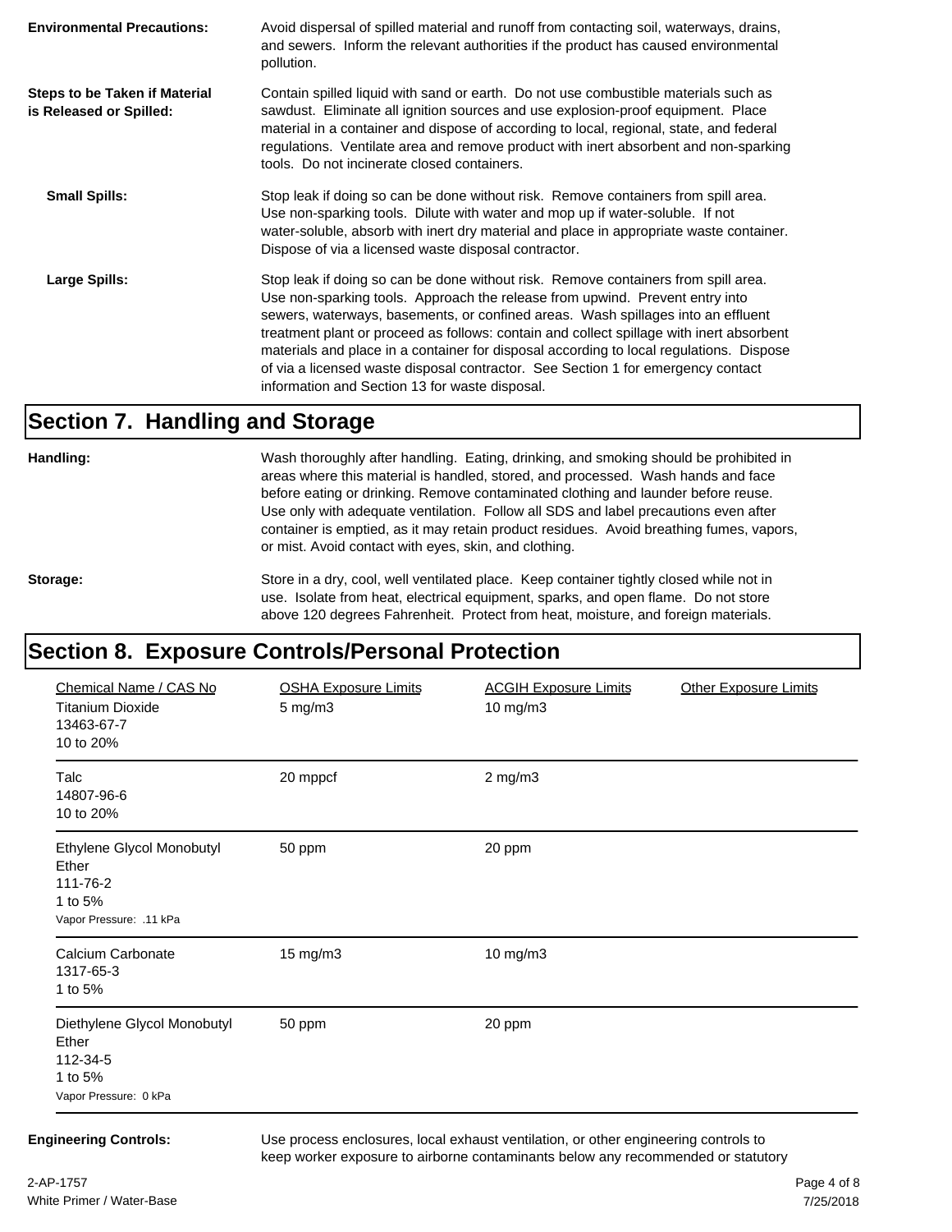**Environmental Precautions:** Avoid dispersal of spilled material and runoff from contacting soil, waterways, drains, and sewers. Inform the relevant authorities if the product has caused environmental pollution.

**Steps to be Taken if Material is Released or Spilled:** Contain spilled liquid with sand or earth. Do not use combustible materials such as sawdust. Eliminate all ignition sources and use explosion-proof equipment. Place material in a container and dispose of according to local, regional, state, and federal regulations. Ventilate area and remove product with inert absorbent and non-sparking tools. Do not incinerate closed containers.

**Small Spills:** Stop leak if doing so can be done without risk. Remove containers from spill area. Use non-sparking tools. Dilute with water and mop up if water-soluble. If not water-soluble, absorb with inert dry material and place in appropriate waste container. Dispose of via a licensed waste disposal contractor.

**Large Spills:** Stop leak if doing so can be done without risk. Remove containers from spill area. Use non-sparking tools. Approach the release from upwind. Prevent entry into sewers, waterways, basements, or confined areas. Wash spillages into an effluent treatment plant or proceed as follows: contain and collect spillage with inert absorbent materials and place in a container for disposal according to local regulations. Dispose of via a licensed waste disposal contractor. See Section 1 for emergency contact information and Section 13 for waste disposal.

## Section 7. Handling and Storage

**Handling:** Wash thoroughly after handling. Eating, drinking, and smoking should be prohibited in areas where this material is handled, stored, and processed. Wash hands and face before eating or drinking. Remove contaminated clothing and launder before reuse. Use only with adequate ventilation. Follow all SDS and label precautions even after container is emptied, as it may retain product residues. Avoid breathing fumes, vapors, or mist. Avoid contact with eyes, skin, and clothing.

**Storage:** Store in a dry, cool, well ventilated place. Keep container tightly closed while not in use. Isolate from heat, electrical equipment, sparks, and open flame. Do not store above 120 degrees Fahrenheit. Protect from heat, moisture, and foreign materials.

## Section 8. Exposure Controls/Personal Protection

| Chemical Name / CAS No | OSHA Exposure Limits | ACGIH Exposure Limits | Other Exposure Limits |
|---|---|---|---|
| Titanium Dioxide<br>13463-67-7<br>10 to 20% | 5 mg/m3 | 10 mg/m3 | |
| Talc<br>14807-96-6<br>10 to 20% | 20 mppcf | 2 mg/m3 | |
| Ethylene Glycol Monobutyl Ether<br>111-76-2<br>1 to 5%<br>Vapor Pressure: .11 kPa | 50 ppm | 20 ppm | |
| Calcium Carbonate<br>1317-65-3<br>1 to 5% | 15 mg/m3 | 10 mg/m3 | |
| Diethylene Glycol Monobutyl Ether<br>112-34-5<br>1 to 5%<br>Vapor Pressure: 0 kPa | 50 ppm | 20 ppm | |

**Engineering Controls:** Use process enclosures, local exhaust ventilation, or other engineering controls to keep worker exposure to airborne contaminants below any recommended or statutory

2-AP-1757
White Primer / Water-Base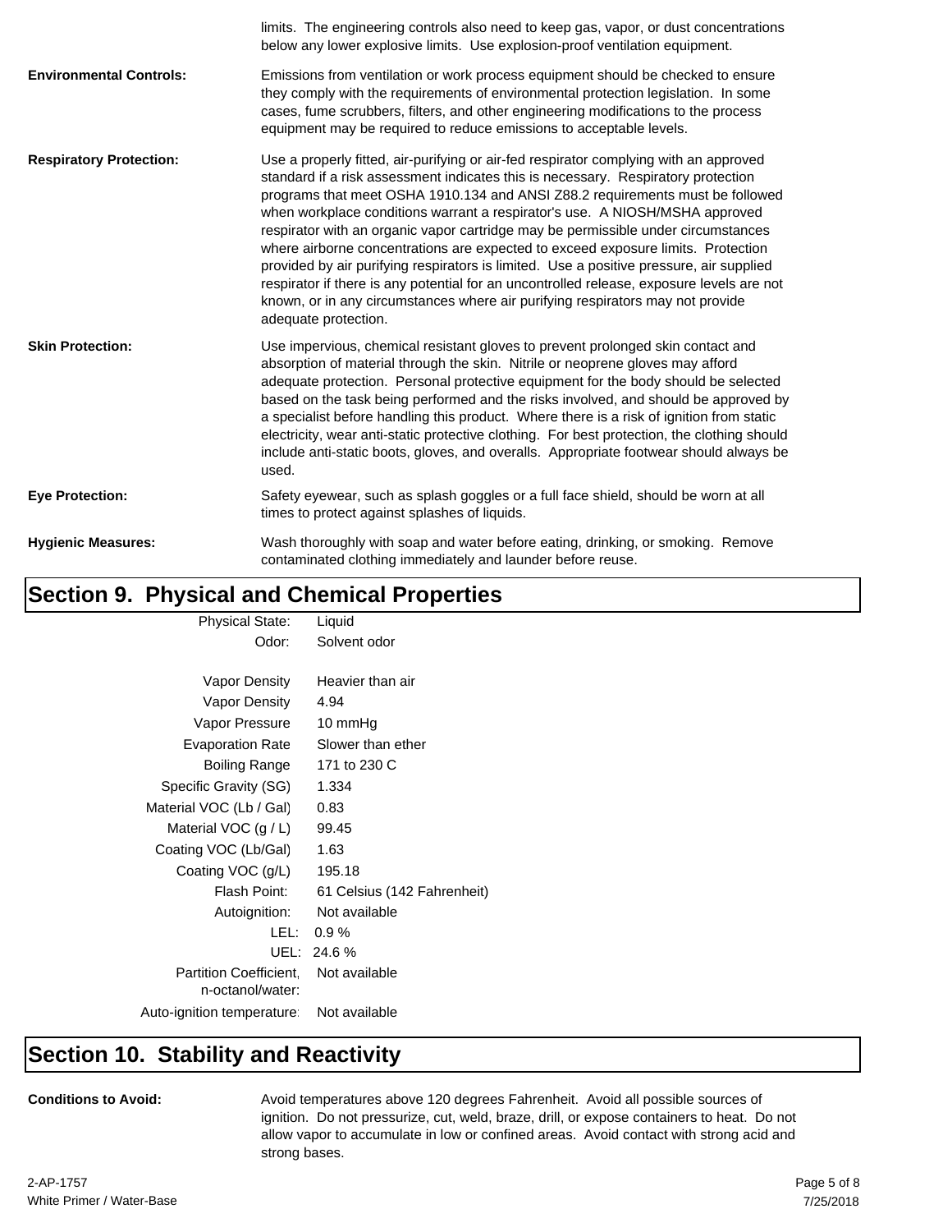limits. The engineering controls also need to keep gas, vapor, or dust concentrations below any lower explosive limits. Use explosion-proof ventilation equipment.

**Environmental Controls:** Emissions from ventilation or work process equipment should be checked to ensure they comply with the requirements of environmental protection legislation. In some cases, fume scrubbers, filters, and other engineering modifications to the process equipment may be required to reduce emissions to acceptable levels.

**Respiratory Protection:** Use a properly fitted, air-purifying or air-fed respirator complying with an approved standard if a risk assessment indicates this is necessary. Respiratory protection programs that meet OSHA 1910.134 and ANSI Z88.2 requirements must be followed when workplace conditions warrant a respirator's use. A NIOSH/MSHA approved respirator with an organic vapor cartridge may be permissible under circumstances where airborne concentrations are expected to exceed exposure limits. Protection provided by air purifying respirators is limited. Use a positive pressure, air supplied respirator if there is any potential for an uncontrolled release, exposure levels are not known, or in any circumstances where air purifying respirators may not provide adequate protection.

**Skin Protection:** Use impervious, chemical resistant gloves to prevent prolonged skin contact and absorption of material through the skin. Nitrile or neoprene gloves may afford adequate protection. Personal protective equipment for the body should be selected based on the task being performed and the risks involved, and should be approved by a specialist before handling this product. Where there is a risk of ignition from static electricity, wear anti-static protective clothing. For best protection, the clothing should include anti-static boots, gloves, and overalls. Appropriate footwear should always be used.

**Eye Protection:** Safety eyewear, such as splash goggles or a full face shield, should be worn at all times to protect against splashes of liquids.

**Hygienic Measures:** Wash thoroughly with soap and water before eating, drinking, or smoking. Remove contaminated clothing immediately and launder before reuse.

## Section 9. Physical and Chemical Properties

| Property | Value |
|---|---|
| Physical State: | Liquid |
| Odor: | Solvent odor |
| Vapor Density | Heavier than air |
| Vapor Density | 4.94 |
| Vapor Pressure | 10 mmHg |
| Evaporation Rate | Slower than ether |
| Boiling Range | 171 to 230 C |
| Specific Gravity (SG) | 1.334 |
| Material VOC (Lb / Gal) | 0.83 |
| Material VOC (g / L) | 99.45 |
| Coating VOC (Lb/Gal) | 1.63 |
| Coating VOC (g/L) | 195.18 |
| Flash Point: | 61 Celsius (142 Fahrenheit) |
| Autoignition: | Not available |
| LEL: | 0.9 % |
| UEL: | 24.6 % |
| Partition Coefficient, n-octanol/water: | Not available |
| Auto-ignition temperature: | Not available |

## Section 10. Stability and Reactivity

**Conditions to Avoid:** Avoid temperatures above 120 degrees Fahrenheit. Avoid all possible sources of ignition. Do not pressurize, cut, weld, braze, drill, or expose containers to heat. Do not allow vapor to accumulate in low or confined areas. Avoid contact with strong acid and strong bases.

2-AP-1757
White Primer / Water-Base

7/25/2018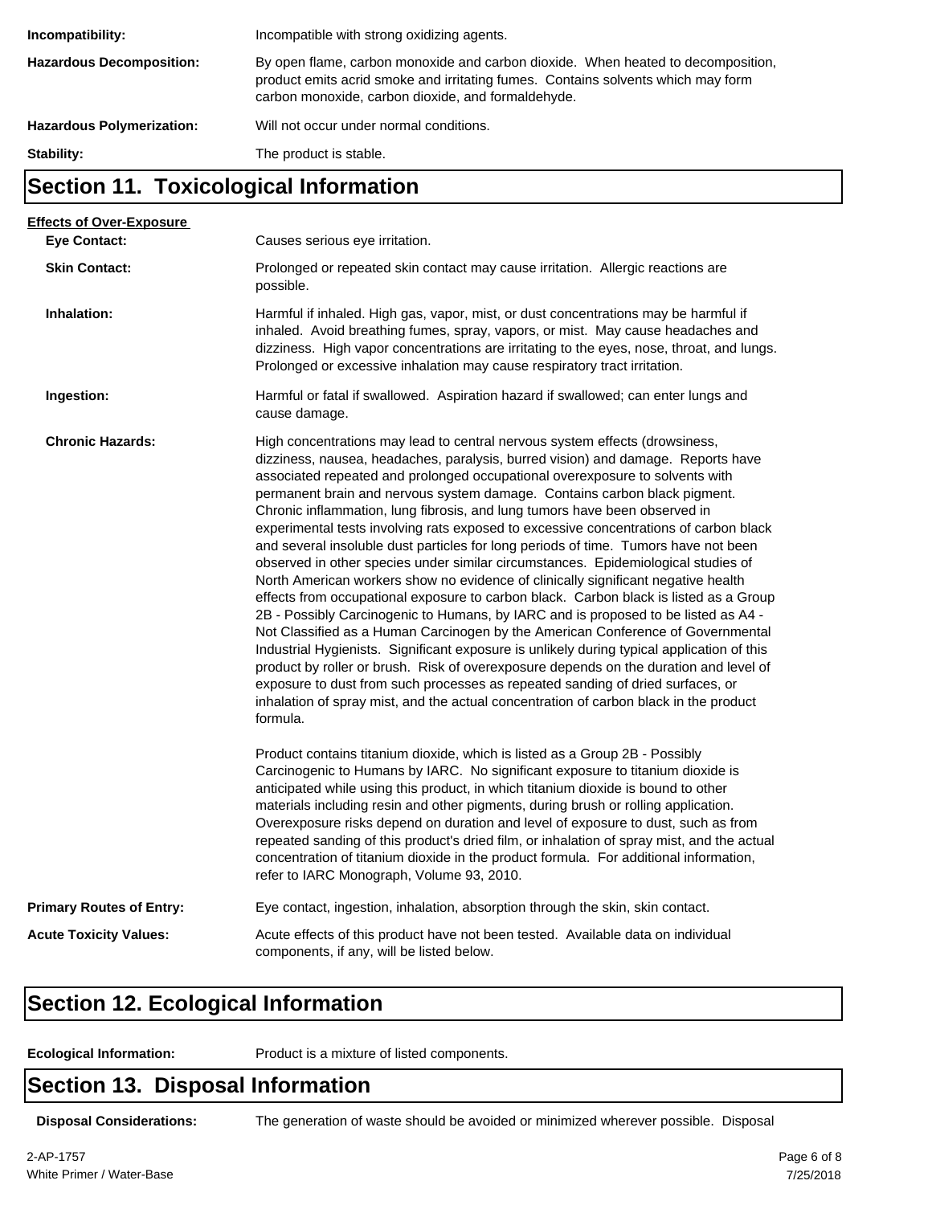**Incompatibility:** Incompatible with strong oxidizing agents.

**Hazardous Decomposition:** By open flame, carbon monoxide and carbon dioxide. When heated to decomposition, product emits acrid smoke and irritating fumes. Contains solvents which may form carbon monoxide, carbon dioxide, and formaldehyde.

**Hazardous Polymerization:** Will not occur under normal conditions.

**Stability:** The product is stable.

## Section 11. Toxicological Information

**Effects of Over-Exposure**

**Eye Contact:** Causes serious eye irritation.

**Skin Contact:** Prolonged or repeated skin contact may cause irritation. Allergic reactions are possible.

**Inhalation:** Harmful if inhaled. High gas, vapor, mist, or dust concentrations may be harmful if inhaled. Avoid breathing fumes, spray, vapors, or mist. May cause headaches and dizziness. High vapor concentrations are irritating to the eyes, nose, throat, and lungs. Prolonged or excessive inhalation may cause respiratory tract irritation.

**Ingestion:** Harmful or fatal if swallowed. Aspiration hazard if swallowed; can enter lungs and cause damage.

**Chronic Hazards:** High concentrations may lead to central nervous system effects (drowsiness, dizziness, nausea, headaches, paralysis, burred vision) and damage. Reports have associated repeated and prolonged occupational overexposure to solvents with permanent brain and nervous system damage. Contains carbon black pigment. Chronic inflammation, lung fibrosis, and lung tumors have been observed in experimental tests involving rats exposed to excessive concentrations of carbon black and several insoluble dust particles for long periods of time. Tumors have not been observed in other species under similar circumstances. Epidemiological studies of North American workers show no evidence of clinically significant negative health effects from occupational exposure to carbon black. Carbon black is listed as a Group 2B - Possibly Carcinogenic to Humans, by IARC and is proposed to be listed as A4 - Not Classified as a Human Carcinogen by the American Conference of Governmental Industrial Hygienists. Significant exposure is unlikely during typical application of this product by roller or brush. Risk of overexposure depends on the duration and level of exposure to dust from such processes as repeated sanding of dried surfaces, or inhalation of spray mist, and the actual concentration of carbon black in the product formula.

Product contains titanium dioxide, which is listed as a Group 2B - Possibly Carcinogenic to Humans by IARC. No significant exposure to titanium dioxide is anticipated while using this product, in which titanium dioxide is bound to other materials including resin and other pigments, during brush or rolling application. Overexposure risks depend on duration and level of exposure to dust, such as from repeated sanding of this product's dried film, or inhalation of spray mist, and the actual concentration of titanium dioxide in the product formula. For additional information, refer to IARC Monograph, Volume 93, 2010.

**Primary Routes of Entry:** Eye contact, ingestion, inhalation, absorption through the skin, skin contact.

**Acute Toxicity Values:** Acute effects of this product have not been tested. Available data on individual components, if any, will be listed below.

## Section 12. Ecological Information

**Ecological Information:** Product is a mixture of listed components.

## Section 13. Disposal Information

**Disposal Considerations:** The generation of waste should be avoided or minimized wherever possible. Disposal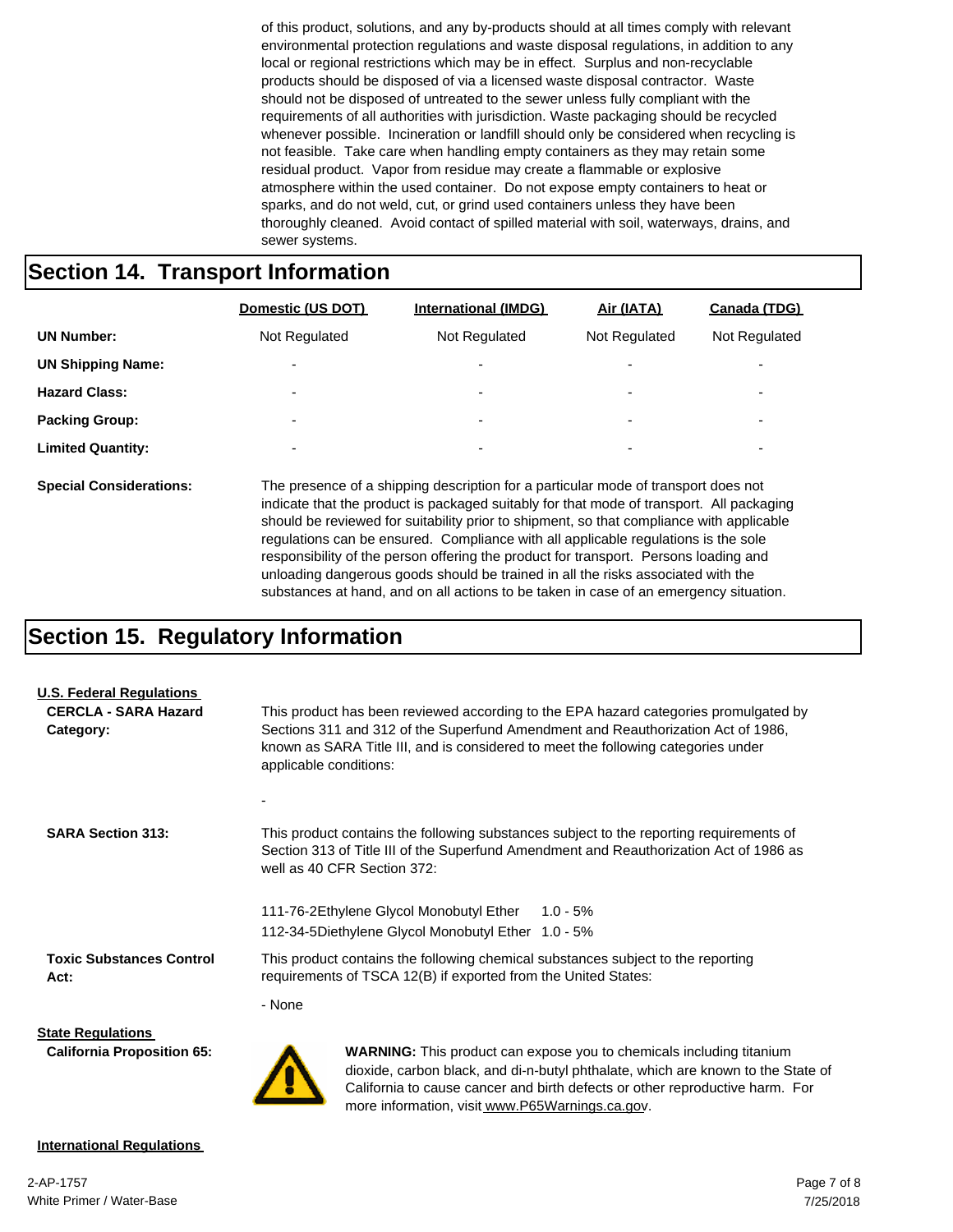of this product, solutions, and any by-products should at all times comply with relevant environmental protection regulations and waste disposal regulations, in addition to any local or regional restrictions which may be in effect. Surplus and non-recyclable products should be disposed of via a licensed waste disposal contractor. Waste should not be disposed of untreated to the sewer unless fully compliant with the requirements of all authorities with jurisdiction. Waste packaging should be recycled whenever possible. Incineration or landfill should only be considered when recycling is not feasible. Take care when handling empty containers as they may retain some residual product. Vapor from residue may create a flammable or explosive atmosphere within the used container. Do not expose empty containers to heat or sparks, and do not weld, cut, or grind used containers unless they have been thoroughly cleaned. Avoid contact of spilled material with soil, waterways, drains, and sewer systems.

# Section 14. Transport Information

| | Domestic (US DOT) | International (IMDG) | Air (IATA) | Canada (TDG) |
|---|---|---|---|---|
| **UN Number:** | Not Regulated | Not Regulated | Not Regulated | Not Regulated |
| **UN Shipping Name:** | - | - | - | - |
| **Hazard Class:** | - | - | - | - |
| **Packing Group:** | - | - | - | - |
| **Limited Quantity:** | - | - | - | - |

**Special Considerations:** The presence of a shipping description for a particular mode of transport does not indicate that the product is packaged suitably for that mode of transport. All packaging should be reviewed for suitability prior to shipment, so that compliance with applicable regulations can be ensured. Compliance with all applicable regulations is the sole responsibility of the person offering the product for transport. Persons loading and unloading dangerous goods should be trained in all the risks associated with the substances at hand, and on all actions to be taken in case of an emergency situation.

# Section 15. Regulatory Information

**U.S. Federal Regulations**

**CERCLA - SARA Hazard Category:** This product has been reviewed according to the EPA hazard categories promulgated by Sections 311 and 312 of the Superfund Amendment and Reauthorization Act of 1986, known as SARA Title III, and is considered to meet the following categories under applicable conditions:

-

**SARA Section 313:** This product contains the following substances subject to the reporting requirements of Section 313 of Title III of the Superfund Amendment and Reauthorization Act of 1986 as well as 40 CFR Section 372:

| | | |
|---|---|---|
| 111-76-2 | Ethylene Glycol Monobutyl Ether | 1.0 - 5% |
| 112-34-5 | Diethylene Glycol Monobutyl Ether | 1.0 - 5% |

**Toxic Substances Control Act:** This product contains the following chemical substances subject to the reporting requirements of TSCA 12(B) if exported from the United States:

- None

**State Regulations**

**California Proposition 65:** **WARNING:** This product can expose you to chemicals including titanium dioxide, carbon black, and di-n-butyl phthalate, which are known to the State of California to cause cancer and birth defects or other reproductive harm. For more information, visit www.P65Warnings.ca.gov.

**International Regulations**

2-AP-1757
White Primer / Water-Base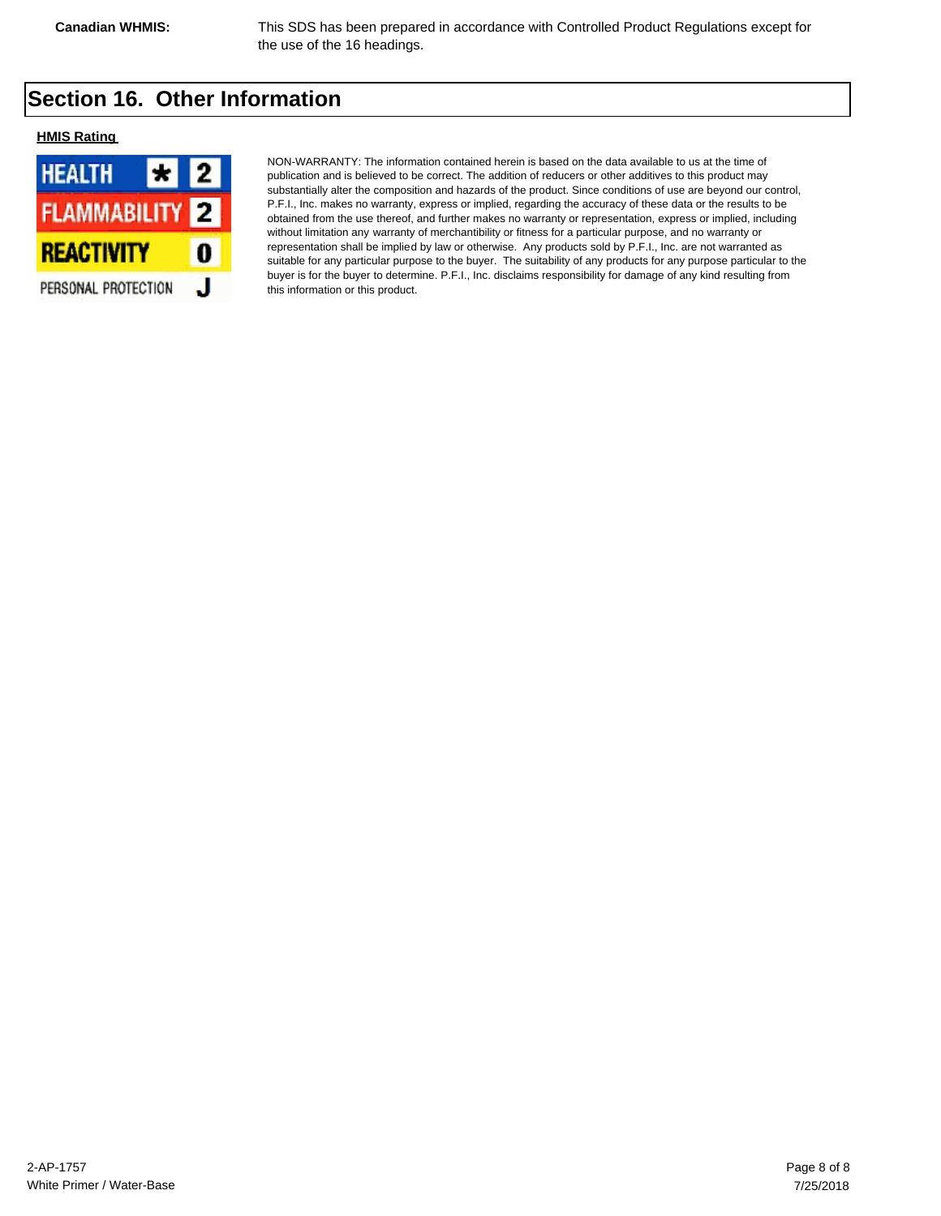**Canadian WHMIS:** This SDS has been prepared in accordance with Controlled Product Regulations except for the use of the 16 headings.

## Section 16. Other Information

**HMIS Rating**

| | | |
|---|---|---|
| HEALTH | * | 2 |
| FLAMMABILITY | | 2 |
| REACTIVITY | | 0 |
| PERSONAL PROTECTION | | J |

NON-WARRANTY: The information contained herein is based on the data available to us at the time of publication and is believed to be correct. The addition of reducers or other additives to this product may substantially alter the composition and hazards of the product. Since conditions of use are beyond our control, P.F.I., Inc. makes no warranty, express or implied, regarding the accuracy of these data or the results to be obtained from the use thereof, and further makes no warranty or representation, express or implied, including without limitation any warranty of merchantibility or fitness for a particular purpose, and no warranty or representation shall be implied by law or otherwise. Any products sold by P.F.I., Inc. are not warranted as suitable for any particular purpose to the buyer. The suitability of any products for any purpose particular to the buyer is for the buyer to determine. P.F.I., Inc. disclaims responsibility for damage of any kind resulting from this information or this product.